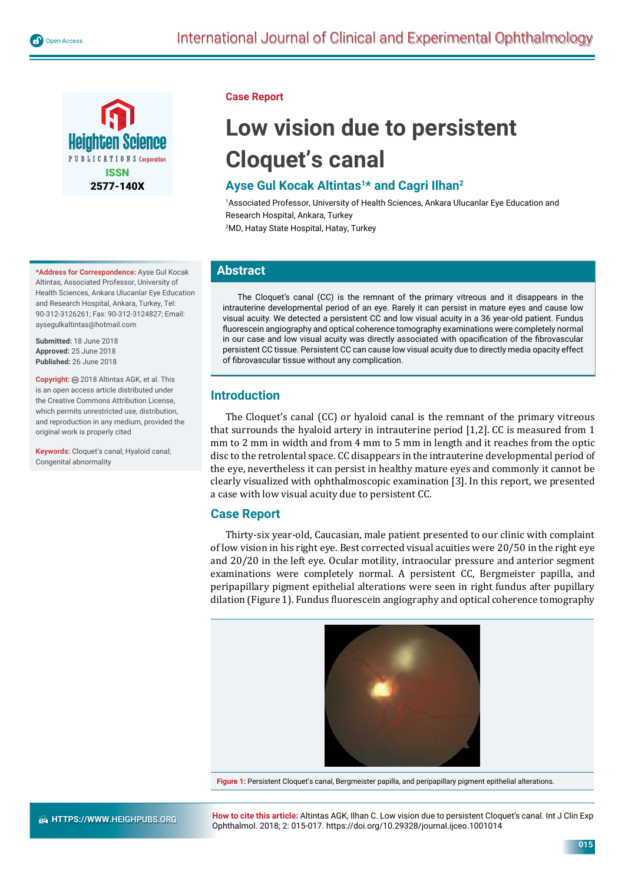Case Report

# Low vision due to persistent Cloquet's canal

## Ayse Gul Kocak Altintas[1]* and Cagri Ilhan[2]

[1]Associated Professor, University of Health Sciences, Ankara Ulucanlar Eye Education and Research Hospital, Ankara, Turkey

[2]MD, Hatay State Hospital, Hatay, Turkey

**\*Address for Correspondence:** Ayse Gul Kocak Altintas, Associated Professor, University of Health Sciences, Ankara Ulucanlar Eye Education and Research Hospital, Ankara, Turkey, Tel: 90-312-3126261; Fax: 90-312-3124827; Email: aysegulkaltintas@hotmail.com

**Submitted:** 18 June 2018
**Approved:** 25 June 2018
**Published:** 26 June 2018

**Copyright:** © 2018 Altintas AGK, et al. This is an open access article distributed under the Creative Commons Attribution License, which permits unrestricted use, distribution, and reproduction in any medium, provided the original work is properly cited

**Keywords:** Cloquet's canal; Hyaloid canal; Congenital abnormality

## Abstract

The Cloquet's canal (CC) is the remnant of the primary vitreous and it disappears in the intrauterine developmental period of an eye. Rarely it can persist in mature eyes and cause low visual acuity. We detected a persistent CC and low visual acuity in a 36 year-old patient. Fundus fluorescein angiography and optical coherence tomography examinations were completely normal in our case and low visual acuity was directly associated with opacification of the fibrovascular persistent CC tissue. Persistent CC can cause low visual acuity due to directly media opacity effect of fibrovascular tissue without any complication.

## Introduction

The Cloquet's canal (CC) or hyaloid canal is the remnant of the primary vitreous that surrounds the hyaloid artery in intrauterine period [1,2]. CC is measured from 1 mm to 2 mm in width and from 4 mm to 5 mm in length and it reaches from the optic disc to the retrolental space. CC disappears in the intrauterine developmental period of the eye, nevertheless it can persist in healthy mature eyes and commonly it cannot be clearly visualized with ophthalmoscopic examination [3]. In this report, we presented a case with low visual acuity due to persistent CC.

## Case Report

Thirty-six year-old, Caucasian, male patient presented to our clinic with complaint of low vision in his right eye. Best corrected visual acuities were 20/50 in the right eye and 20/20 in the left eye. Ocular motility, intraocular pressure and anterior segment examinations were completely normal. A persistent CC, Bergmeister papilla, and peripapillary pigment epithelial alterations were seen in right fundus after pupillary dilation (Figure 1). Fundus fluorescein angiography and optical coherence tomography

**Figure 1:** Persistent Cloquet's canal, Bergmeister papilla, and peripapillary pigment epithelial alterations.

**How to cite this article:** Altintas AGK, Ilhan C. Low vision due to persistent Cloquet's canal. Int J Clin Exp Ophthalmol. 2018; 2: 015-017. https://doi.org/10.29328/journal.ijceo.1001014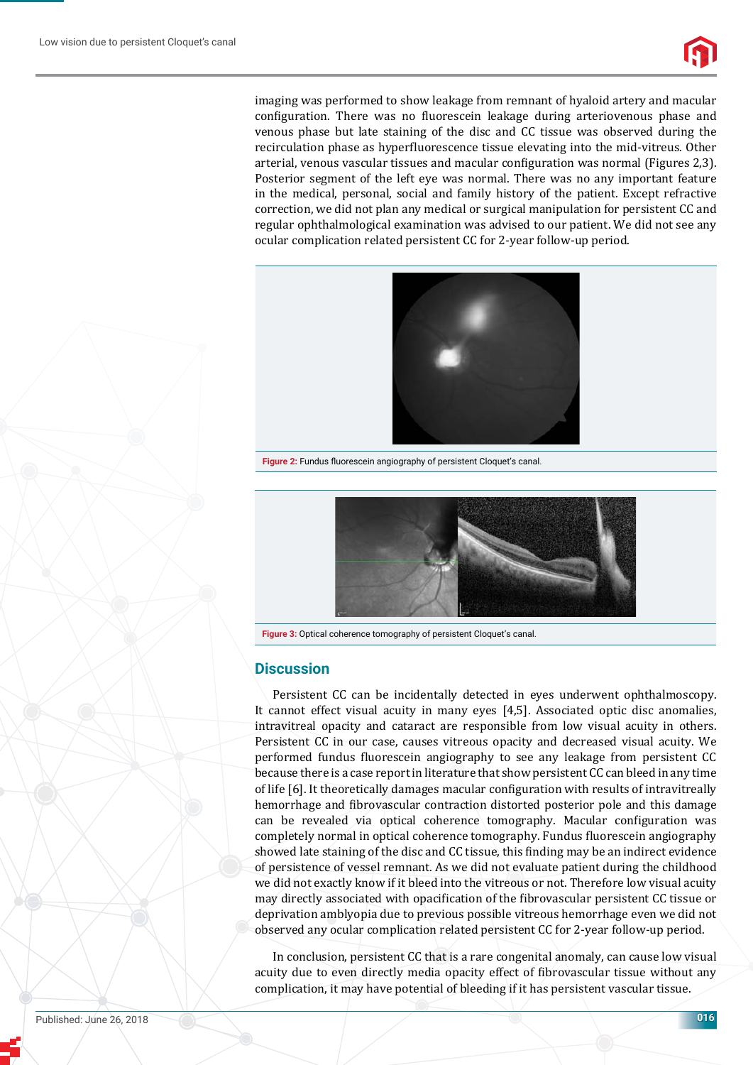imaging was performed to show leakage from remnant of hyaloid artery and macular configuration. There was no fluorescein leakage during arteriovenous phase and venous phase but late staining of the disc and CC tissue was observed during the recirculation phase as hyperfluorescence tissue elevating into the mid-vitreus. Other arterial, venous vascular tissues and macular configuration was normal (Figures 2,3). Posterior segment of the left eye was normal. There was no any important feature in the medical, personal, social and family history of the patient. Except refractive correction, we did not plan any medical or surgical manipulation for persistent CC and regular ophthalmological examination was advised to our patient. We did not see any ocular complication related persistent CC for 2-year follow-up period.

**Figure 2:** Fundus fluorescein angiography of persistent Cloquet's canal.

**Figure 3:** Optical coherence tomography of persistent Cloquet's canal.

## Discussion

Persistent CC can be incidentally detected in eyes underwent ophthalmoscopy. It cannot effect visual acuity in many eyes [4,5]. Associated optic disc anomalies, intravitreal opacity and cataract are responsible from low visual acuity in others. Persistent CC in our case, causes vitreous opacity and decreased visual acuity. We performed fundus fluorescein angiography to see any leakage from persistent CC because there is a case report in literature that show persistent CC can bleed in any time of life [6]. It theoretically damages macular configuration with results of intravitreally hemorrhage and fibrovascular contraction distorted posterior pole and this damage can be revealed via optical coherence tomography. Macular configuration was completely normal in optical coherence tomography. Fundus fluorescein angiography showed late staining of the disc and CC tissue, this finding may be an indirect evidence of persistence of vessel remnant. As we did not evaluate patient during the childhood we did not exactly know if it bleed into the vitreous or not. Therefore low visual acuity may directly associated with opacification of the fibrovascular persistent CC tissue or deprivation amblyopia due to previous possible vitreous hemorrhage even we did not observed any ocular complication related persistent CC for 2-year follow-up period.

In conclusion, persistent CC that is a rare congenital anomaly, can cause low visual acuity due to even directly media opacity effect of fibrovascular tissue without any complication, it may have potential of bleeding if it has persistent vascular tissue.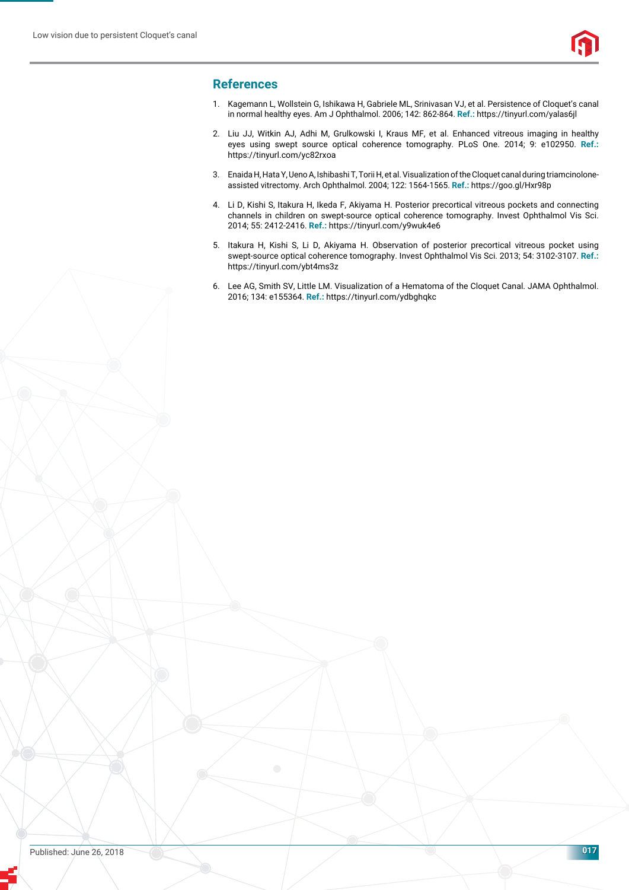## References

1. Kagemann L, Wollstein G, Ishikawa H, Gabriele ML, Srinivasan VJ, et al. Persistence of Cloquet's canal in normal healthy eyes. Am J Ophthalmol. 2006; 142: 862-864. **Ref.:** https://tinyurl.com/yalas6jl

2. Liu JJ, Witkin AJ, Adhi M, Grulkowski I, Kraus MF, et al. Enhanced vitreous imaging in healthy eyes using swept source optical coherence tomography. PLoS One. 2014; 9: e102950. **Ref.:** https://tinyurl.com/yc82rxoa

3. Enaida H, Hata Y, Ueno A, Ishibashi T, Torii H, et al. Visualization of the Cloquet canal during triamcinolone-assisted vitrectomy. Arch Ophthalmol. 2004; 122: 1564-1565. **Ref.:** https://goo.gl/Hxr98p

4. Li D, Kishi S, Itakura H, Ikeda F, Akiyama H. Posterior precortical vitreous pockets and connecting channels in children on swept-source optical coherence tomography. Invest Ophthalmol Vis Sci. 2014; 55: 2412-2416. **Ref.:** https://tinyurl.com/y9wuk4e6

5. Itakura H, Kishi S, Li D, Akiyama H. Observation of posterior precortical vitreous pocket using swept-source optical coherence tomography. Invest Ophthalmol Vis Sci. 2013; 54: 3102-3107. **Ref.:** https://tinyurl.com/ybt4ms3z

6. Lee AG, Smith SV, Little LM. Visualization of a Hematoma of the Cloquet Canal. JAMA Ophthalmol. 2016; 134: e155364. **Ref.:** https://tinyurl.com/ydbghqkc

Published: June 26, 2018